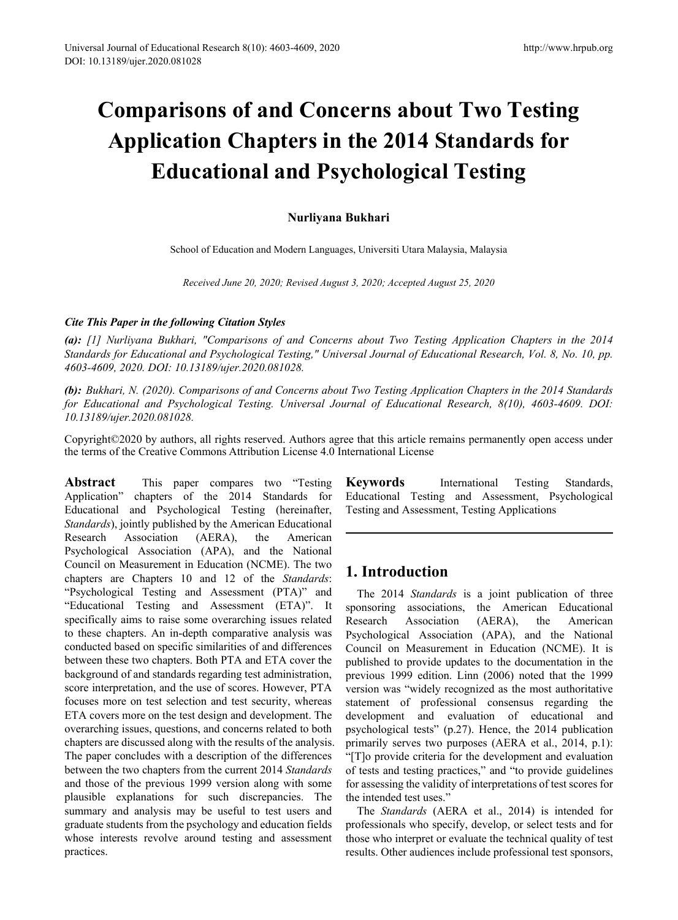# Comparisons of and Concerns about Two Testing Application Chapters in the 2014 Standards for Educational and Psychological Testing

**Nurliyana Bukhari**

School of Education and Modern Languages, Universiti Utara Malaysia, Malaysia

*Received June 20, 2020; Revised August 3, 2020; Accepted August 25, 2020*

***Cite This Paper in the following Citation Styles***

***(a):*** *[1] Nurliyana Bukhari, "Comparisons of and Concerns about Two Testing Application Chapters in the 2014 Standards for Educational and Psychological Testing," Universal Journal of Educational Research, Vol. 8, No. 10, pp. 4603-4609, 2020. DOI: 10.13189/ujer.2020.081028.*

***(b):*** *Bukhari, N. (2020). Comparisons of and Concerns about Two Testing Application Chapters in the 2014 Standards for Educational and Psychological Testing. Universal Journal of Educational Research, 8(10), 4603-4609. DOI: 10.13189/ujer.2020.081028.*

Copyright©2020 by authors, all rights reserved. Authors agree that this article remains permanently open access under the terms of the Creative Commons Attribution License 4.0 International License

**Abstract** This paper compares two "Testing Application" chapters of the 2014 Standards for Educational and Psychological Testing (hereinafter, *Standards*), jointly published by the American Educational Research Association (AERA), the American Psychological Association (APA), and the National Council on Measurement in Education (NCME). The two chapters are Chapters 10 and 12 of the *Standards*: "Psychological Testing and Assessment (PTA)" and "Educational Testing and Assessment (ETA)". It specifically aims to raise some overarching issues related to these chapters. An in-depth comparative analysis was conducted based on specific similarities of and differences between these two chapters. Both PTA and ETA cover the background of and standards regarding test administration, score interpretation, and the use of scores. However, PTA focuses more on test selection and test security, whereas ETA covers more on the test design and development. The overarching issues, questions, and concerns related to both chapters are discussed along with the results of the analysis. The paper concludes with a description of the differences between the two chapters from the current 2014 *Standards* and those of the previous 1999 version along with some plausible explanations for such discrepancies. The summary and analysis may be useful to test users and graduate students from the psychology and education fields whose interests revolve around testing and assessment practices.

**Keywords** International Testing Standards, Educational Testing and Assessment, Psychological Testing and Assessment, Testing Applications

## 1. Introduction

The 2014 *Standards* is a joint publication of three sponsoring associations, the American Educational Research Association (AERA), the American Psychological Association (APA), and the National Council on Measurement in Education (NCME). It is published to provide updates to the documentation in the previous 1999 edition. Linn (2006) noted that the 1999 version was "widely recognized as the most authoritative statement of professional consensus regarding the development and evaluation of educational and psychological tests" (p.27). Hence, the 2014 publication primarily serves two purposes (AERA et al., 2014, p.1): "[T]o provide criteria for the development and evaluation of tests and testing practices," and "to provide guidelines for assessing the validity of interpretations of test scores for the intended test uses."

The *Standards* (AERA et al., 2014) is intended for professionals who specify, develop, or select tests and for those who interpret or evaluate the technical quality of test results. Other audiences include professional test sponsors,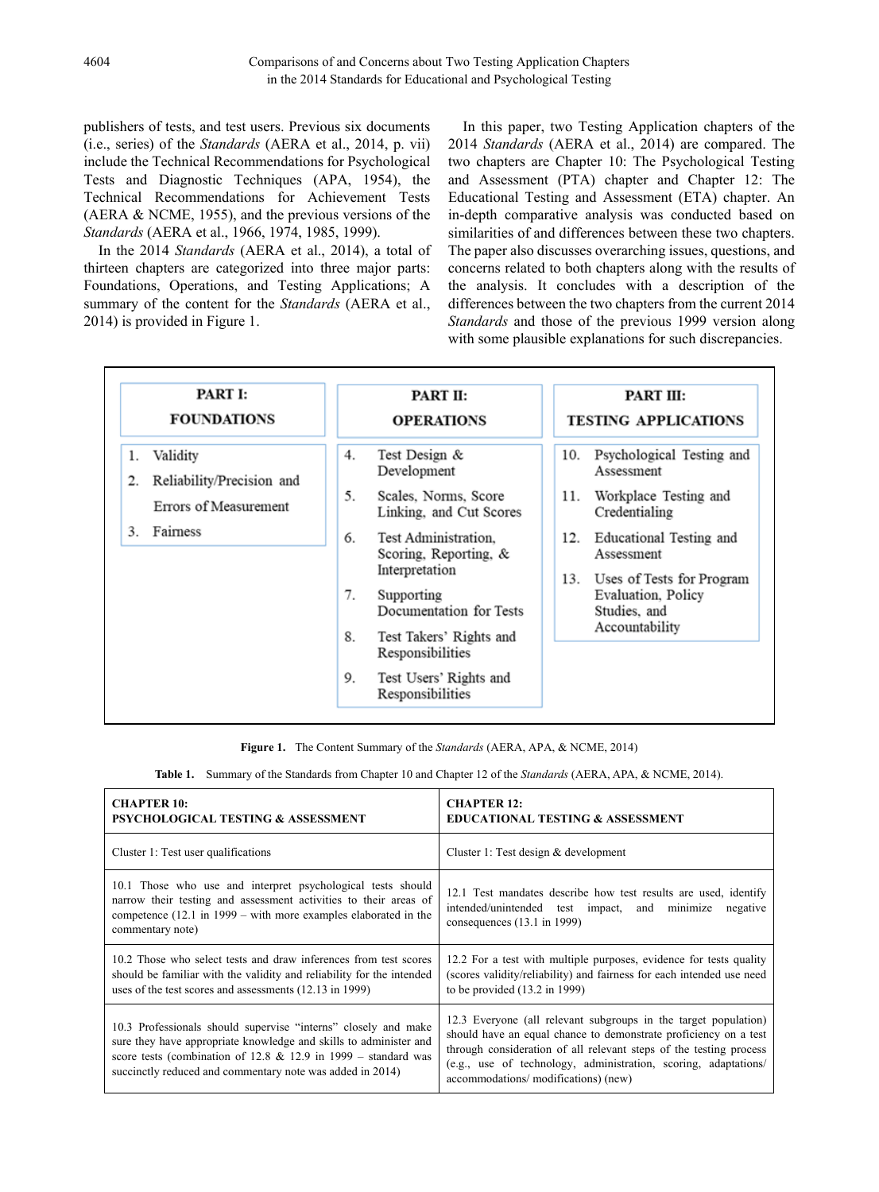publishers of tests, and test users. Previous six documents (i.e., series) of the *Standards* (AERA et al., 2014, p. vii) include the Technical Recommendations for Psychological Tests and Diagnostic Techniques (APA, 1954), the Technical Recommendations for Achievement Tests (AERA & NCME, 1955), and the previous versions of the *Standards* (AERA et al., 1966, 1974, 1985, 1999).

In the 2014 *Standards* (AERA et al., 2014), a total of thirteen chapters are categorized into three major parts: Foundations, Operations, and Testing Applications; A summary of the content for the *Standards* (AERA et al., 2014) is provided in Figure 1.

In this paper, two Testing Application chapters of the 2014 *Standards* (AERA et al., 2014) are compared. The two chapters are Chapter 10: The Psychological Testing and Assessment (PTA) chapter and Chapter 12: The Educational Testing and Assessment (ETA) chapter. An in-depth comparative analysis was conducted based on similarities of and differences between these two chapters. The paper also discusses overarching issues, questions, and concerns related to both chapters along with the results of the analysis. It concludes with a description of the differences between the two chapters from the current 2014 *Standards* and those of the previous 1999 version along with some plausible explanations for such discrepancies.

| PART I: FOUNDATIONS | PART II: OPERATIONS | PART III: TESTING APPLICATIONS |
|---|---|---|
| 1. Validity<br>2. Reliability/Precision and Errors of Measurement<br>3. Fairness | 4. Test Design & Development<br>5. Scales, Norms, Score Linking, and Cut Scores<br>6. Test Administration, Scoring, Reporting, & Interpretation<br>7. Supporting Documentation for Tests<br>8. Test Takers' Rights and Responsibilities<br>9. Test Users' Rights and Responsibilities | 10. Psychological Testing and Assessment<br>11. Workplace Testing and Credentialing<br>12. Educational Testing and Assessment<br>13. Uses of Tests for Program Evaluation, Policy Studies, and Accountability |

**Figure 1.** The Content Summary of the *Standards* (AERA, APA, & NCME, 2014)

**Table 1.** Summary of the Standards from Chapter 10 and Chapter 12 of the *Standards* (AERA, APA, & NCME, 2014).

| **CHAPTER 10: PSYCHOLOGICAL TESTING & ASSESSMENT** | **CHAPTER 12: EDUCATIONAL TESTING & ASSESSMENT** |
|---|---|
| Cluster 1: Test user qualifications | Cluster 1: Test design & development |
| 10.1 Those who use and interpret psychological tests should narrow their testing and assessment activities to their areas of competence (12.1 in 1999 – with more examples elaborated in the commentary note) | 12.1 Test mandates describe how test results are used, identify intended/unintended test impact, and minimize negative consequences (13.1 in 1999) |
| 10.2 Those who select tests and draw inferences from test scores should be familiar with the validity and reliability for the intended uses of the test scores and assessments (12.13 in 1999) | 12.2 For a test with multiple purposes, evidence for tests quality (scores validity/reliability) and fairness for each intended use need to be provided (13.2 in 1999) |
| 10.3 Professionals should supervise "interns" closely and make sure they have appropriate knowledge and skills to administer and score tests (combination of 12.8 & 12.9 in 1999 – standard was succinctly reduced and commentary note was added in 2014) | 12.3 Everyone (all relevant subgroups in the target population) should have an equal chance to demonstrate proficiency on a test through consideration of all relevant steps of the testing process (e.g., use of technology, administration, scoring, adaptations/ accommodations/ modifications) (new) |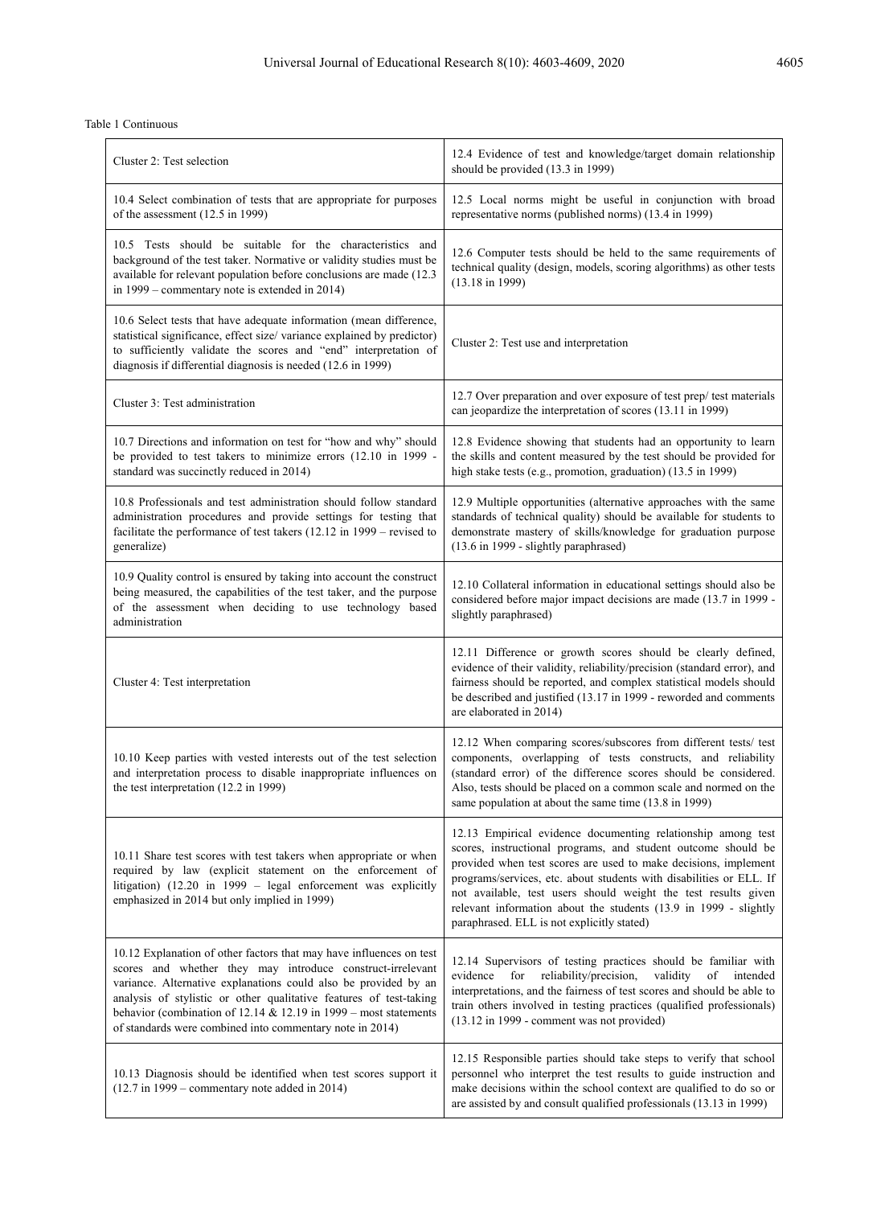Table 1 Continuous

| | |
|---|---|
| Cluster 2: Test selection | 12.4 Evidence of test and knowledge/target domain relationship should be provided (13.3 in 1999) |
| 10.4 Select combination of tests that are appropriate for purposes of the assessment (12.5 in 1999) | 12.5 Local norms might be useful in conjunction with broad representative norms (published norms) (13.4 in 1999) |
| 10.5 Tests should be suitable for the characteristics and background of the test taker. Normative or validity studies must be available for relevant population before conclusions are made (12.3 in 1999 – commentary note is extended in 2014) | 12.6 Computer tests should be held to the same requirements of technical quality (design, models, scoring algorithms) as other tests (13.18 in 1999) |
| 10.6 Select tests that have adequate information (mean difference, statistical significance, effect size/ variance explained by predictor) to sufficiently validate the scores and "end" interpretation of diagnosis if differential diagnosis is needed (12.6 in 1999) | Cluster 2: Test use and interpretation |
| Cluster 3: Test administration | 12.7 Over preparation and over exposure of test prep/ test materials can jeopardize the interpretation of scores (13.11 in 1999) |
| 10.7 Directions and information on test for "how and why" should be provided to test takers to minimize errors (12.10 in 1999 - standard was succinctly reduced in 2014) | 12.8 Evidence showing that students had an opportunity to learn the skills and content measured by the test should be provided for high stake tests (e.g., promotion, graduation) (13.5 in 1999) |
| 10.8 Professionals and test administration should follow standard administration procedures and provide settings for testing that facilitate the performance of test takers (12.12 in 1999 – revised to generalize) | 12.9 Multiple opportunities (alternative approaches with the same standards of technical quality) should be available for students to demonstrate mastery of skills/knowledge for graduation purpose (13.6 in 1999 - slightly paraphrased) |
| 10.9 Quality control is ensured by taking into account the construct being measured, the capabilities of the test taker, and the purpose of the assessment when deciding to use technology based administration | 12.10 Collateral information in educational settings should also be considered before major impact decisions are made (13.7 in 1999 - slightly paraphrased) |
| Cluster 4: Test interpretation | 12.11 Difference or growth scores should be clearly defined, evidence of their validity, reliability/precision (standard error), and fairness should be reported, and complex statistical models should be described and justified (13.17 in 1999 - reworded and comments are elaborated in 2014) |
| 10.10 Keep parties with vested interests out of the test selection and interpretation process to disable inappropriate influences on the test interpretation (12.2 in 1999) | 12.12 When comparing scores/subscores from different tests/ test components, overlapping of tests constructs, and reliability (standard error) of the difference scores should be considered. Also, tests should be placed on a common scale and normed on the same population at about the same time (13.8 in 1999) |
| 10.11 Share test scores with test takers when appropriate or when required by law (explicit statement on the enforcement of litigation) (12.20 in 1999 – legal enforcement was explicitly emphasized in 2014 but only implied in 1999) | 12.13 Empirical evidence documenting relationship among test scores, instructional programs, and student outcome should be provided when test scores are used to make decisions, implement programs/services, etc. about students with disabilities or ELL. If not available, test users should weight the test results given relevant information about the students (13.9 in 1999 - slightly paraphrased. ELL is not explicitly stated) |
| 10.12 Explanation of other factors that may have influences on test scores and whether they may introduce construct-irrelevant variance. Alternative explanations could also be provided by an analysis of stylistic or other qualitative features of test-taking behavior (combination of 12.14 & 12.19 in 1999 – most statements of standards were combined into commentary note in 2014) | 12.14 Supervisors of testing practices should be familiar with evidence for reliability/precision, validity of intended interpretations, and the fairness of test scores and should be able to train others involved in testing practices (qualified professionals) (13.12 in 1999 - comment was not provided) |
| 10.13 Diagnosis should be identified when test scores support it (12.7 in 1999 – commentary note added in 2014) | 12.15 Responsible parties should take steps to verify that school personnel who interpret the test results to guide instruction and make decisions within the school context are qualified to do so or are assisted by and consult qualified professionals (13.13 in 1999) |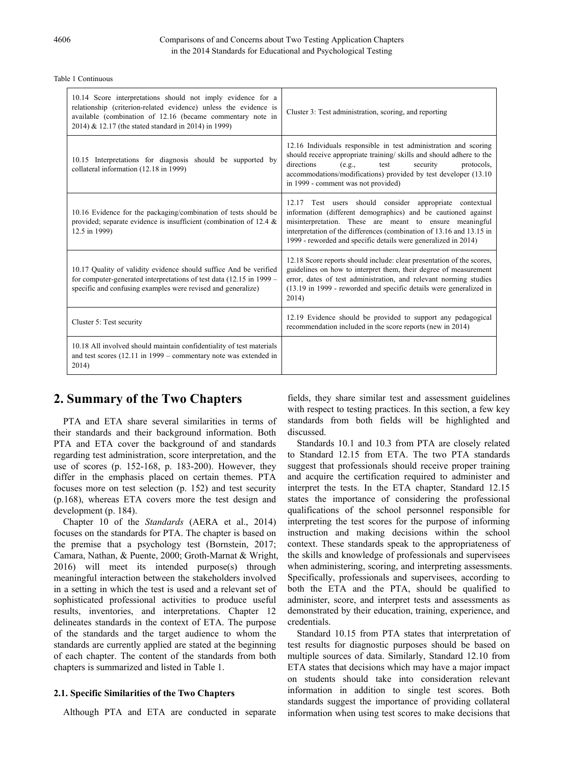Table 1 Continuous

| | |
|---|---|
| 10.14 Score interpretations should not imply evidence for a relationship (criterion-related evidence) unless the evidence is available (combination of 12.16 (became commentary note in 2014) & 12.17 (the stated standard in 2014) in 1999) | Cluster 3: Test administration, scoring, and reporting |
| 10.15 Interpretations for diagnosis should be supported by collateral information (12.18 in 1999) | 12.16 Individuals responsible in test administration and scoring should receive appropriate training/ skills and should adhere to the directions (e.g., test security protocols, accommodations/modifications) provided by test developer (13.10 in 1999 - comment was not provided) |
| 10.16 Evidence for the packaging/combination of tests should be provided; separate evidence is insufficient (combination of 12.4 & 12.5 in 1999) | 12.17 Test users should consider appropriate contextual information (different demographics) and be cautioned against misinterpretation. These are meant to ensure meaningful interpretation of the differences (combination of 13.16 and 13.15 in 1999 - reworded and specific details were generalized in 2014) |
| 10.17 Quality of validity evidence should suffice And be verified for computer-generated interpretations of test data (12.15 in 1999 – specific and confusing examples were revised and generalize) | 12.18 Score reports should include: clear presentation of the scores, guidelines on how to interpret them, their degree of measurement error, dates of test administration, and relevant norming studies (13.19 in 1999 - reworded and specific details were generalized in 2014) |
| Cluster 5: Test security | 12.19 Evidence should be provided to support any pedagogical recommendation included in the score reports (new in 2014) |
| 10.18 All involved should maintain confidentiality of test materials and test scores (12.11 in 1999 – commentary note was extended in 2014) | |

## 2. Summary of the Two Chapters

PTA and ETA share several similarities in terms of their standards and their background information. Both PTA and ETA cover the background of and standards regarding test administration, score interpretation, and the use of scores (p. 152-168, p. 183-200). However, they differ in the emphasis placed on certain themes. PTA focuses more on test selection (p. 152) and test security (p.168), whereas ETA covers more the test design and development (p. 184).

Chapter 10 of the *Standards* (AERA et al., 2014) focuses on the standards for PTA. The chapter is based on the premise that a psychology test (Bornstein, 2017; Camara, Nathan, & Puente, 2000; Groth-Marnat & Wright, 2016) will meet its intended purpose(s) through meaningful interaction between the stakeholders involved in a setting in which the test is used and a relevant set of sophisticated professional activities to produce useful results, inventories, and interpretations. Chapter 12 delineates standards in the context of ETA. The purpose of the standards and the target audience to whom the standards are currently applied are stated at the beginning of each chapter. The content of the standards from both chapters is summarized and listed in Table 1.

### 2.1. Specific Similarities of the Two Chapters

Although PTA and ETA are conducted in separate fields, they share similar test and assessment guidelines with respect to testing practices. In this section, a few key standards from both fields will be highlighted and discussed.

Standards 10.1 and 10.3 from PTA are closely related to Standard 12.15 from ETA. The two PTA standards suggest that professionals should receive proper training and acquire the certification required to administer and interpret the tests. In the ETA chapter, Standard 12.15 states the importance of considering the professional qualifications of the school personnel responsible for interpreting the test scores for the purpose of informing instruction and making decisions within the school context. These standards speak to the appropriateness of the skills and knowledge of professionals and supervisees when administering, scoring, and interpreting assessments. Specifically, professionals and supervisees, according to both the ETA and the PTA, should be qualified to administer, score, and interpret tests and assessments as demonstrated by their education, training, experience, and credentials.

Standard 10.15 from PTA states that interpretation of test results for diagnostic purposes should be based on multiple sources of data. Similarly, Standard 12.10 from ETA states that decisions which may have a major impact on students should take into consideration relevant information in addition to single test scores. Both standards suggest the importance of providing collateral information when using test scores to make decisions that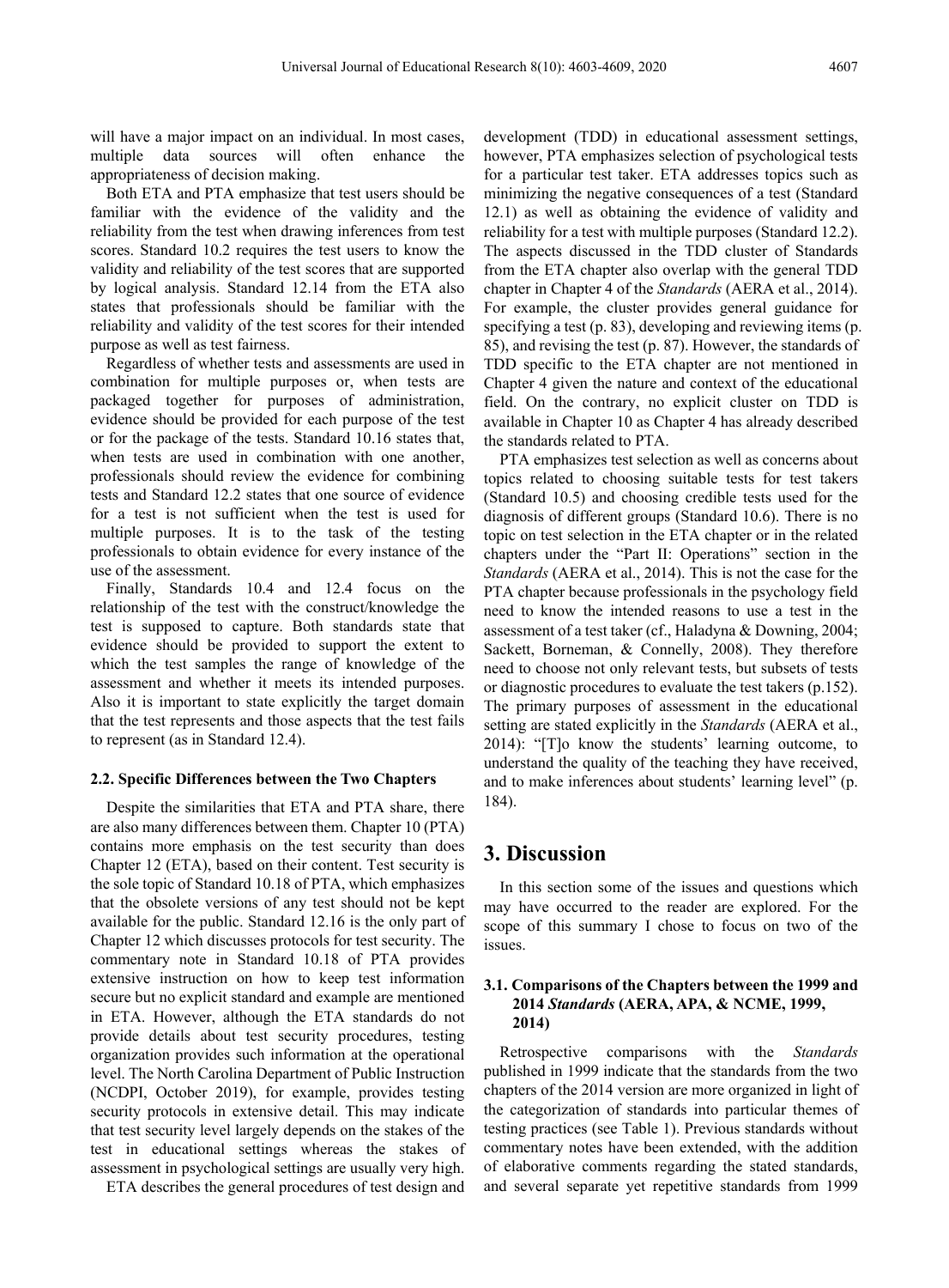will have a major impact on an individual. In most cases, multiple data sources will often enhance the appropriateness of decision making.

Both ETA and PTA emphasize that test users should be familiar with the evidence of the validity and the reliability from the test when drawing inferences from test scores. Standard 10.2 requires the test users to know the validity and reliability of the test scores that are supported by logical analysis. Standard 12.14 from the ETA also states that professionals should be familiar with the reliability and validity of the test scores for their intended purpose as well as test fairness.

Regardless of whether tests and assessments are used in combination for multiple purposes or, when tests are packaged together for purposes of administration, evidence should be provided for each purpose of the test or for the package of the tests. Standard 10.16 states that, when tests are used in combination with one another, professionals should review the evidence for combining tests and Standard 12.2 states that one source of evidence for a test is not sufficient when the test is used for multiple purposes. It is to the task of the testing professionals to obtain evidence for every instance of the use of the assessment.

Finally, Standards 10.4 and 12.4 focus on the relationship of the test with the construct/knowledge the test is supposed to capture. Both standards state that evidence should be provided to support the extent to which the test samples the range of knowledge of the assessment and whether it meets its intended purposes. Also it is important to state explicitly the target domain that the test represents and those aspects that the test fails to represent (as in Standard 12.4).

### 2.2. Specific Differences between the Two Chapters

Despite the similarities that ETA and PTA share, there are also many differences between them. Chapter 10 (PTA) contains more emphasis on the test security than does Chapter 12 (ETA), based on their content. Test security is the sole topic of Standard 10.18 of PTA, which emphasizes that the obsolete versions of any test should not be kept available for the public. Standard 12.16 is the only part of Chapter 12 which discusses protocols for test security. The commentary note in Standard 10.18 of PTA provides extensive instruction on how to keep test information secure but no explicit standard and example are mentioned in ETA. However, although the ETA standards do not provide details about test security procedures, testing organization provides such information at the operational level. The North Carolina Department of Public Instruction (NCDPI, October 2019), for example, provides testing security protocols in extensive detail. This may indicate that test security level largely depends on the stakes of the test in educational settings whereas the stakes of assessment in psychological settings are usually very high.

ETA describes the general procedures of test design and development (TDD) in educational assessment settings, however, PTA emphasizes selection of psychological tests for a particular test taker. ETA addresses topics such as minimizing the negative consequences of a test (Standard 12.1) as well as obtaining the evidence of validity and reliability for a test with multiple purposes (Standard 12.2). The aspects discussed in the TDD cluster of Standards from the ETA chapter also overlap with the general TDD chapter in Chapter 4 of the *Standards* (AERA et al., 2014). For example, the cluster provides general guidance for specifying a test (p. 83), developing and reviewing items (p. 85), and revising the test (p. 87). However, the standards of TDD specific to the ETA chapter are not mentioned in Chapter 4 given the nature and context of the educational field. On the contrary, no explicit cluster on TDD is available in Chapter 10 as Chapter 4 has already described the standards related to PTA.

PTA emphasizes test selection as well as concerns about topics related to choosing suitable tests for test takers (Standard 10.5) and choosing credible tests used for the diagnosis of different groups (Standard 10.6). There is no topic on test selection in the ETA chapter or in the related chapters under the "Part II: Operations" section in the *Standards* (AERA et al., 2014). This is not the case for the PTA chapter because professionals in the psychology field need to know the intended reasons to use a test in the assessment of a test taker (cf., Haladyna & Downing, 2004; Sackett, Borneman, & Connelly, 2008). They therefore need to choose not only relevant tests, but subsets of tests or diagnostic procedures to evaluate the test takers (p.152). The primary purposes of assessment in the educational setting are stated explicitly in the *Standards* (AERA et al., 2014): "[T]o know the students' learning outcome, to understand the quality of the teaching they have received, and to make inferences about students' learning level" (p. 184).

## 3. Discussion

In this section some of the issues and questions which may have occurred to the reader are explored. For the scope of this summary I chose to focus on two of the issues.

### 3.1. Comparisons of the Chapters between the 1999 and 2014 *Standards* (AERA, APA, & NCME, 1999, 2014)

Retrospective comparisons with the *Standards* published in 1999 indicate that the standards from the two chapters of the 2014 version are more organized in light of the categorization of standards into particular themes of testing practices (see Table 1). Previous standards without commentary notes have been extended, with the addition of elaborative comments regarding the stated standards, and several separate yet repetitive standards from 1999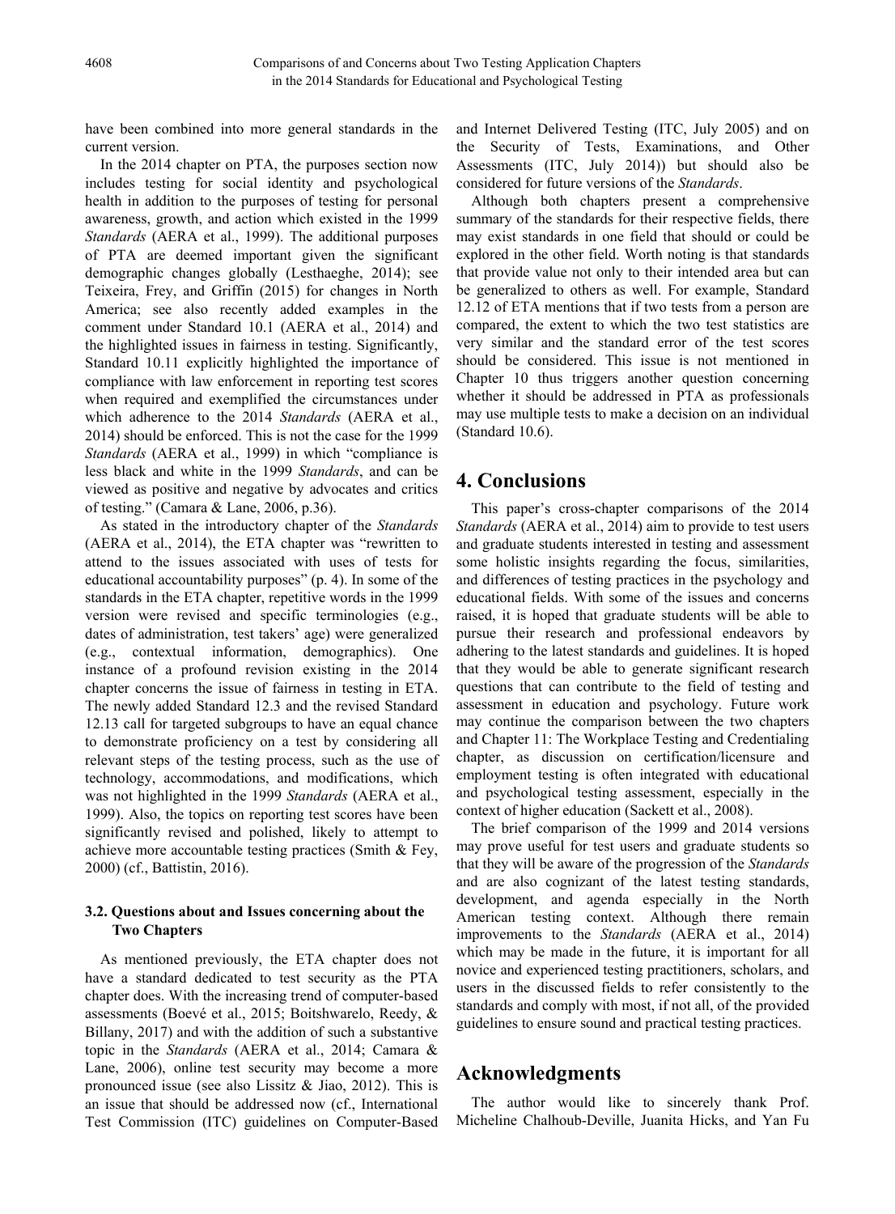have been combined into more general standards in the current version.

In the 2014 chapter on PTA, the purposes section now includes testing for social identity and psychological health in addition to the purposes of testing for personal awareness, growth, and action which existed in the 1999 *Standards* (AERA et al., 1999). The additional purposes of PTA are deemed important given the significant demographic changes globally (Lesthaeghe, 2014); see Teixeira, Frey, and Griffin (2015) for changes in North America; see also recently added examples in the comment under Standard 10.1 (AERA et al., 2014) and the highlighted issues in fairness in testing. Significantly, Standard 10.11 explicitly highlighted the importance of compliance with law enforcement in reporting test scores when required and exemplified the circumstances under which adherence to the 2014 *Standards* (AERA et al., 2014) should be enforced. This is not the case for the 1999 *Standards* (AERA et al., 1999) in which "compliance is less black and white in the 1999 *Standards*, and can be viewed as positive and negative by advocates and critics of testing." (Camara & Lane, 2006, p.36).

As stated in the introductory chapter of the *Standards* (AERA et al., 2014), the ETA chapter was "rewritten to attend to the issues associated with uses of tests for educational accountability purposes" (p. 4). In some of the standards in the ETA chapter, repetitive words in the 1999 version were revised and specific terminologies (e.g., dates of administration, test takers' age) were generalized (e.g., contextual information, demographics). One instance of a profound revision existing in the 2014 chapter concerns the issue of fairness in testing in ETA. The newly added Standard 12.3 and the revised Standard 12.13 call for targeted subgroups to have an equal chance to demonstrate proficiency on a test by considering all relevant steps of the testing process, such as the use of technology, accommodations, and modifications, which was not highlighted in the 1999 *Standards* (AERA et al., 1999). Also, the topics on reporting test scores have been significantly revised and polished, likely to attempt to achieve more accountable testing practices (Smith & Fey, 2000) (cf., Battistin, 2016).

### 3.2. Questions about and Issues concerning about the Two Chapters

As mentioned previously, the ETA chapter does not have a standard dedicated to test security as the PTA chapter does. With the increasing trend of computer-based assessments (Boevé et al., 2015; Boitshwarelo, Reedy, & Billany, 2017) and with the addition of such a substantive topic in the *Standards* (AERA et al., 2014; Camara & Lane, 2006), online test security may become a more pronounced issue (see also Lissitz & Jiao, 2012). This is an issue that should be addressed now (cf., International Test Commission (ITC) guidelines on Computer-Based and Internet Delivered Testing (ITC, July 2005) and on the Security of Tests, Examinations, and Other Assessments (ITC, July 2014)) but should also be considered for future versions of the *Standards*.

Although both chapters present a comprehensive summary of the standards for their respective fields, there may exist standards in one field that should or could be explored in the other field. Worth noting is that standards that provide value not only to their intended area but can be generalized to others as well. For example, Standard 12.12 of ETA mentions that if two tests from a person are compared, the extent to which the two test statistics are very similar and the standard error of the test scores should be considered. This issue is not mentioned in Chapter 10 thus triggers another question concerning whether it should be addressed in PTA as professionals may use multiple tests to make a decision on an individual (Standard 10.6).

## 4. Conclusions

This paper's cross-chapter comparisons of the 2014 *Standards* (AERA et al., 2014) aim to provide to test users and graduate students interested in testing and assessment some holistic insights regarding the focus, similarities, and differences of testing practices in the psychology and educational fields. With some of the issues and concerns raised, it is hoped that graduate students will be able to pursue their research and professional endeavors by adhering to the latest standards and guidelines. It is hoped that they would be able to generate significant research questions that can contribute to the field of testing and assessment in education and psychology. Future work may continue the comparison between the two chapters and Chapter 11: The Workplace Testing and Credentialing chapter, as discussion on certification/licensure and employment testing is often integrated with educational and psychological testing assessment, especially in the context of higher education (Sackett et al., 2008).

The brief comparison of the 1999 and 2014 versions may prove useful for test users and graduate students so that they will be aware of the progression of the *Standards* and are also cognizant of the latest testing standards, development, and agenda especially in the North American testing context. Although there remain improvements to the *Standards* (AERA et al., 2014) which may be made in the future, it is important for all novice and experienced testing practitioners, scholars, and users in the discussed fields to refer consistently to the standards and comply with most, if not all, of the provided guidelines to ensure sound and practical testing practices.

## Acknowledgments

The author would like to sincerely thank Prof. Micheline Chalhoub-Deville, Juanita Hicks, and Yan Fu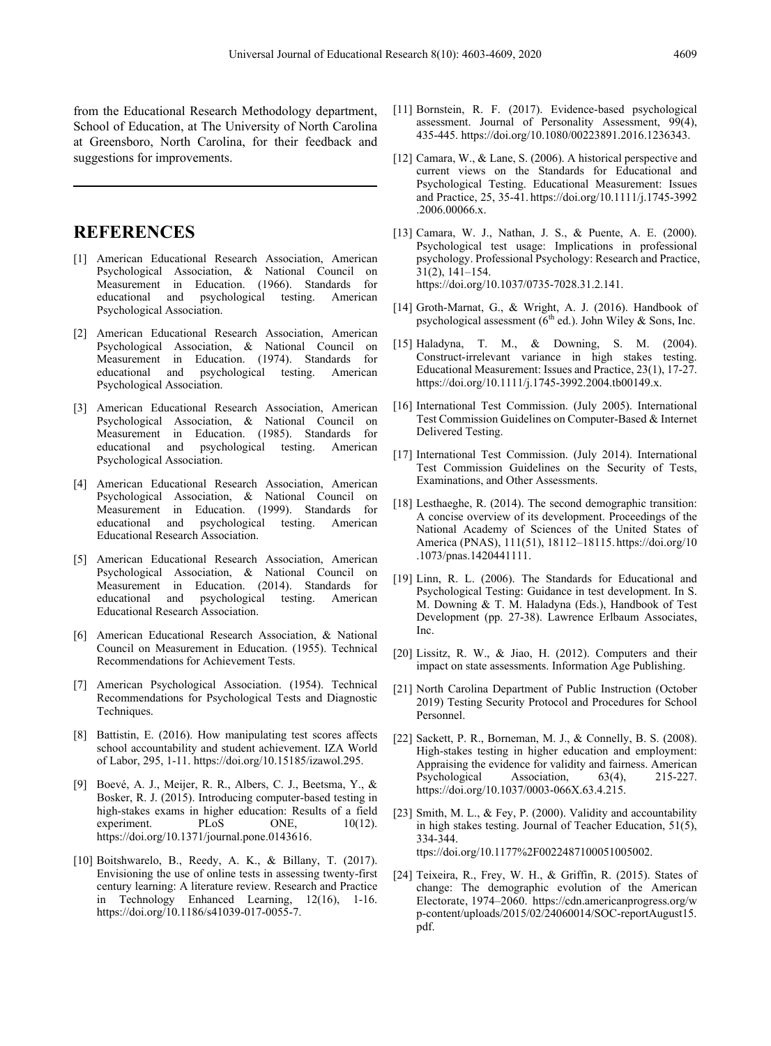from the Educational Research Methodology department, School of Education, at The University of North Carolina at Greensboro, North Carolina, for their feedback and suggestions for improvements.

## REFERENCES

[1] American Educational Research Association, American Psychological Association, & National Council on Measurement in Education. (1966). Standards for educational and psychological testing. American Psychological Association.

[2] American Educational Research Association, American Psychological Association, & National Council on Measurement in Education. (1974). Standards for educational and psychological testing. American Psychological Association.

[3] American Educational Research Association, American Psychological Association, & National Council on Measurement in Education. (1985). Standards for educational and psychological testing. American Psychological Association.

[4] American Educational Research Association, American Psychological Association, & National Council on Measurement in Education. (1999). Standards for educational and psychological testing. American Educational Research Association.

[5] American Educational Research Association, American Psychological Association, & National Council on Measurement in Education. (2014). Standards for educational and psychological testing. American Educational Research Association.

[6] American Educational Research Association, & National Council on Measurement in Education. (1955). Technical Recommendations for Achievement Tests.

[7] American Psychological Association. (1954). Technical Recommendations for Psychological Tests and Diagnostic Techniques.

[8] Battistin, E. (2016). How manipulating test scores affects school accountability and student achievement. IZA World of Labor, 295, 1-11. https://doi.org/10.15185/izawol.295.

[9] Boevé, A. J., Meijer, R. R., Albers, C. J., Beetsma, Y., & Bosker, R. J. (2015). Introducing computer-based testing in high-stakes exams in higher education: Results of a field experiment. PLoS ONE, 10(12). https://doi.org/10.1371/journal.pone.0143616.

[10] Boitshwarelo, B., Reedy, A. K., & Billany, T. (2017). Envisioning the use of online tests in assessing twenty-first century learning: A literature review. Research and Practice in Technology Enhanced Learning, 12(16), 1-16. https://doi.org/10.1186/s41039-017-0055-7.

[11] Bornstein, R. F. (2017). Evidence-based psychological assessment. Journal of Personality Assessment, 99(4), 435-445. https://doi.org/10.1080/00223891.2016.1236343.

[12] Camara, W., & Lane, S. (2006). A historical perspective and current views on the Standards for Educational and Psychological Testing. Educational Measurement: Issues and Practice, 25, 35-41. https://doi.org/10.1111/j.1745-3992.2006.00066.x.

[13] Camara, W. J., Nathan, J. S., & Puente, A. E. (2000). Psychological test usage: Implications in professional psychology. Professional Psychology: Research and Practice, 31(2), 141–154. https://doi.org/10.1037/0735-7028.31.2.141.

[14] Groth-Marnat, G., & Wright, A. J. (2016). Handbook of psychological assessment (6th ed.). John Wiley & Sons, Inc.

[15] Haladyna, T. M., & Downing, S. M. (2004). Construct-irrelevant variance in high stakes testing. Educational Measurement: Issues and Practice, 23(1), 17-27. https://doi.org/10.1111/j.1745-3992.2004.tb00149.x.

[16] International Test Commission. (July 2005). International Test Commission Guidelines on Computer-Based & Internet Delivered Testing.

[17] International Test Commission. (July 2014). International Test Commission Guidelines on the Security of Tests, Examinations, and Other Assessments.

[18] Lesthaeghe, R. (2014). The second demographic transition: A concise overview of its development. Proceedings of the National Academy of Sciences of the United States of America (PNAS), 111(51), 18112–18115. https://doi.org/10.1073/pnas.1420441111.

[19] Linn, R. L. (2006). The Standards for Educational and Psychological Testing: Guidance in test development. In S. M. Downing & T. M. Haladyna (Eds.), Handbook of Test Development (pp. 27-38). Lawrence Erlbaum Associates, Inc.

[20] Lissitz, R. W., & Jiao, H. (2012). Computers and their impact on state assessments. Information Age Publishing.

[21] North Carolina Department of Public Instruction (October 2019) Testing Security Protocol and Procedures for School Personnel.

[22] Sackett, P. R., Borneman, M. J., & Connelly, B. S. (2008). High-stakes testing in higher education and employment: Appraising the evidence for validity and fairness. American Psychological Association, 63(4), 215-227. https://doi.org/10.1037/0003-066X.63.4.215.

[23] Smith, M. L., & Fey, P. (2000). Validity and accountability in high stakes testing. Journal of Teacher Education, 51(5), 334-344. ttps://doi.org/10.1177%2F0022487100051005002.

[24] Teixeira, R., Frey, W. H., & Griffin, R. (2015). States of change: The demographic evolution of the American Electorate, 1974–2060. https://cdn.americanprogress.org/wp-content/uploads/2015/02/24060014/SOC-reportAugust15.pdf.